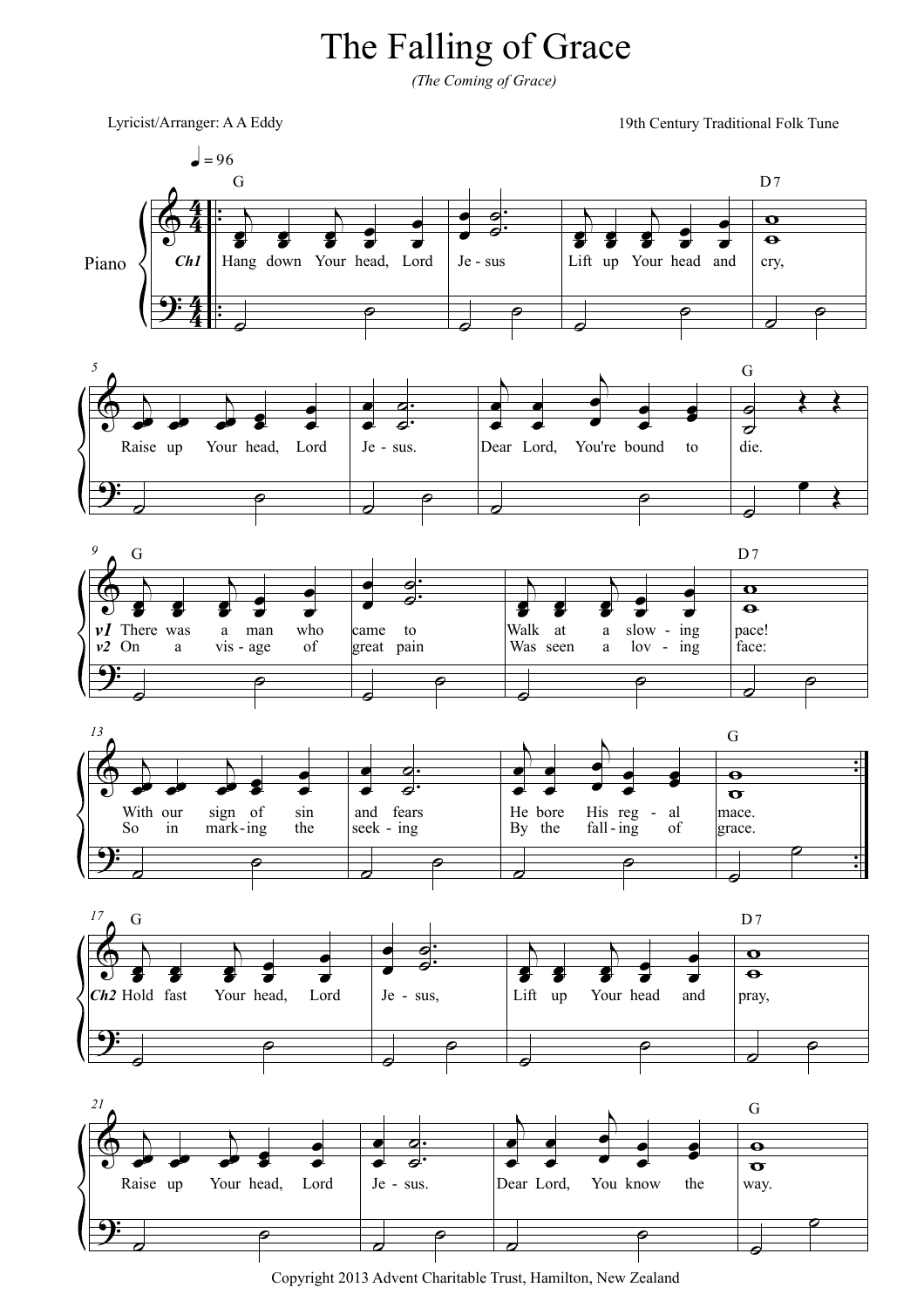# The Falling of Grace

*(The Coming of Grace)*

Lyricist/Arranger: A A Eddy

19th Century Traditional Folk Tune

**Ch1**
Hang down Your head, Lord Je-sus
Lift up Your head and cry,
Raise up Your head, Lord Je-sus.
Dear Lord, You're bound to die.

**v1**
There was a man who came to
Walk at a slow-ing pace!
With our sign of sin and fears
He bore His reg-al mace.

**v2**
On a vis-age of great pain
Was seen a lov-ing face:
So in mark-ing the seek-ing
By the fall-ing of grace.

**Ch2**
Hold fast Your head, Lord Je-sus,
Lift up Your head and pray,
Raise up Your head, Lord Je-sus.
Dear Lord, You know the way.

Copyright 2013 Advent Charitable Trust, Hamilton, New Zealand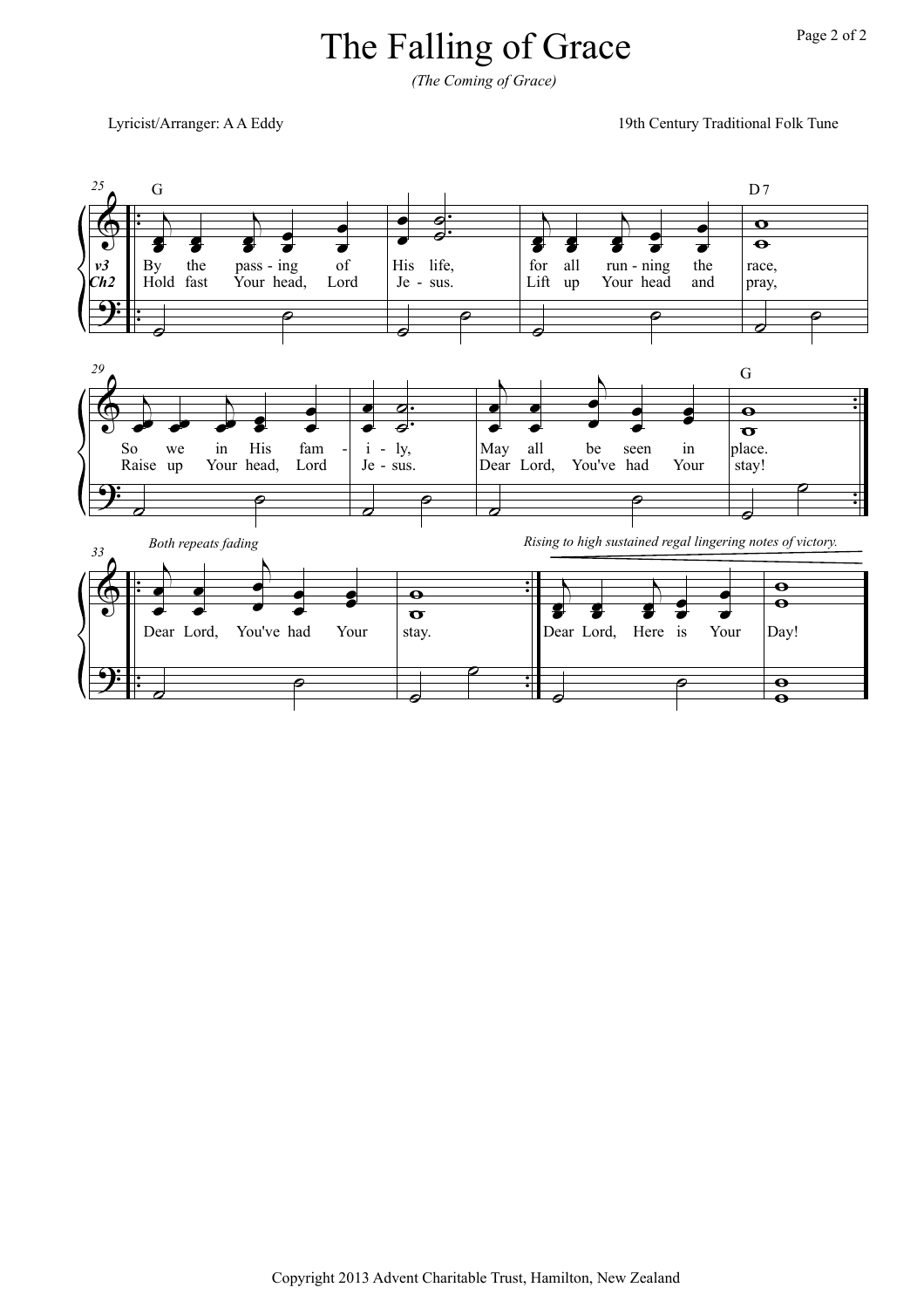# The Falling of Grace

*(The Coming of Grace)*

Lyricist/Arranger: A A Eddy

19th Century Traditional Folk Tune

25

G — D 7

v3: By the pass - ing of His life, for all run - ning the race,

Ch2: Hold fast Your head, Lord Je - sus. Lift up Your head and pray,

29

G

So we in His fam - i - ly, May all be seen in place.

Raise up Your head, Lord Je - sus. Dear Lord, You've had Your stay!

33

*Both repeats fading*

*Rising to high sustained regal lingering notes of victory.*

Dear Lord, You've had Your stay. Dear Lord, Here is Your Day!

Copyright 2013 Advent Charitable Trust, Hamilton, New Zealand